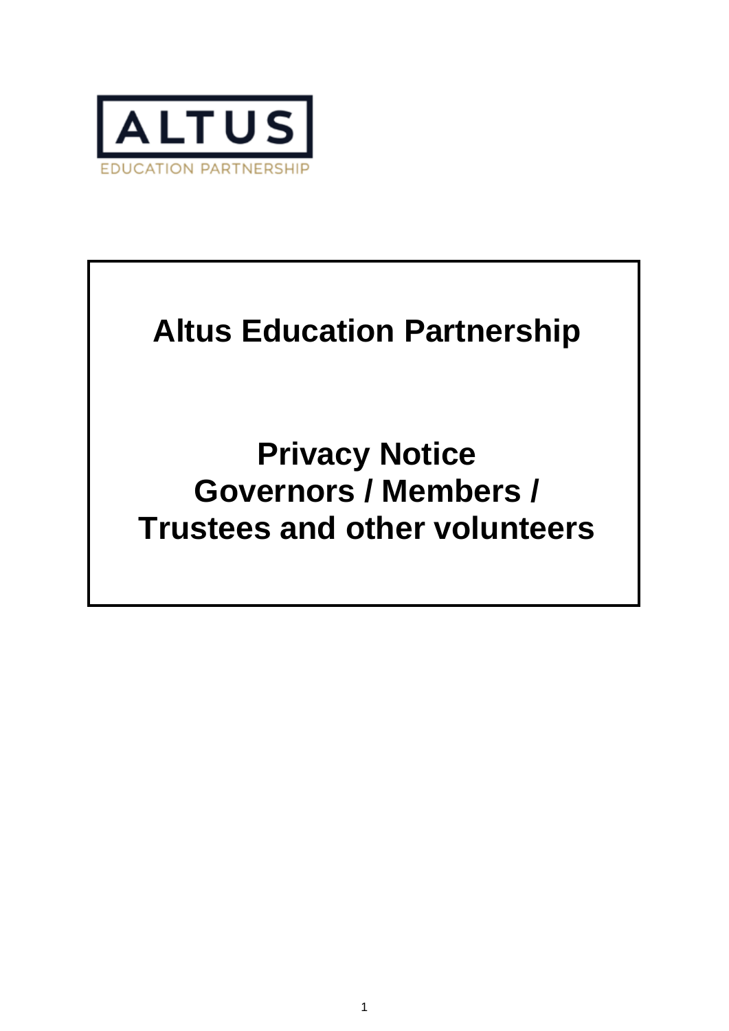ALTUS

EDUCATION PARTNERSHIP

# Altus Education Partnership

# Privacy Notice
# Governors / Members / Trustees and other volunteers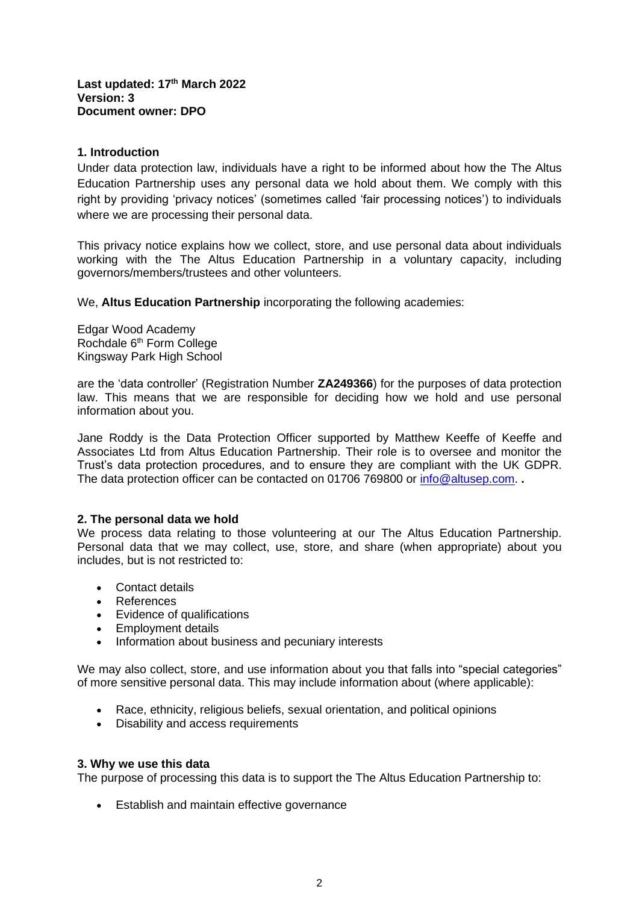**Last updated: 17th March 2022**
**Version: 3**
**Document owner: DPO**

## 1. Introduction

Under data protection law, individuals have a right to be informed about how the The Altus Education Partnership uses any personal data we hold about them. We comply with this right by providing 'privacy notices' (sometimes called 'fair processing notices') to individuals where we are processing their personal data.

This privacy notice explains how we collect, store, and use personal data about individuals working with the The Altus Education Partnership in a voluntary capacity, including governors/members/trustees and other volunteers.

We, **Altus Education Partnership** incorporating the following academies:

Edgar Wood Academy
Rochdale 6th Form College
Kingsway Park High School

are the 'data controller' (Registration Number **ZA249366**) for the purposes of data protection law. This means that we are responsible for deciding how we hold and use personal information about you.

Jane Roddy is the Data Protection Officer supported by Matthew Keeffe of Keeffe and Associates Ltd from Altus Education Partnership. Their role is to oversee and monitor the Trust's data protection procedures, and to ensure they are compliant with the UK GDPR. The data protection officer can be contacted on 01706 769800 or [info@altusep.com](mailto:info@altusep.com). **.**

## 2. The personal data we hold

We process data relating to those volunteering at our The Altus Education Partnership. Personal data that we may collect, use, store, and share (when appropriate) about you includes, but is not restricted to:

- Contact details
- References
- Evidence of qualifications
- Employment details
- Information about business and pecuniary interests

We may also collect, store, and use information about you that falls into "special categories" of more sensitive personal data. This may include information about (where applicable):

- Race, ethnicity, religious beliefs, sexual orientation, and political opinions
- Disability and access requirements

## 3. Why we use this data

The purpose of processing this data is to support the The Altus Education Partnership to:

- Establish and maintain effective governance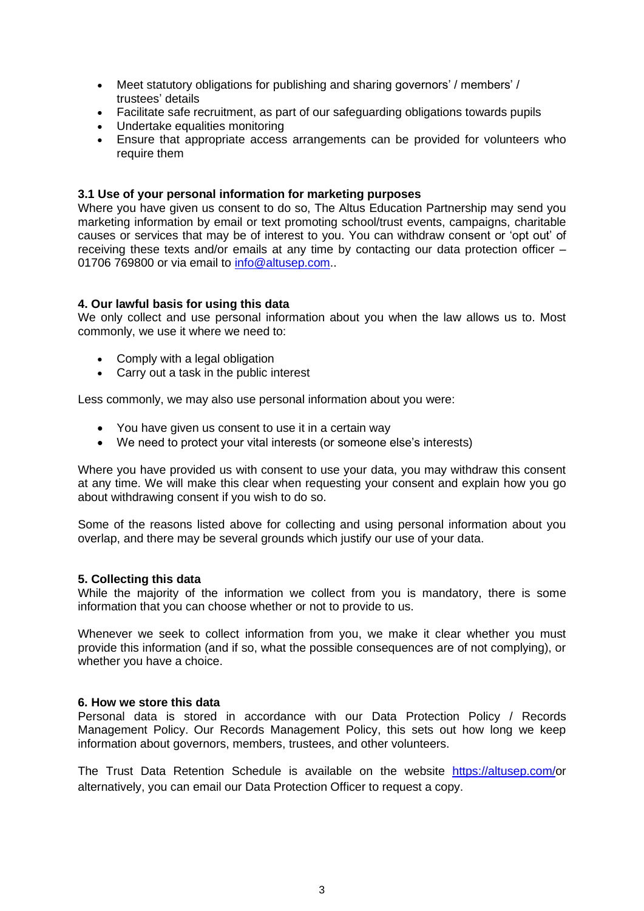- Meet statutory obligations for publishing and sharing governors' / members' / trustees' details
- Facilitate safe recruitment, as part of our safeguarding obligations towards pupils
- Undertake equalities monitoring
- Ensure that appropriate access arrangements can be provided for volunteers who require them

### 3.1 Use of your personal information for marketing purposes

Where you have given us consent to do so, The Altus Education Partnership may send you marketing information by email or text promoting school/trust events, campaigns, charitable causes or services that may be of interest to you. You can withdraw consent or 'opt out' of receiving these texts and/or emails at any time by contacting our data protection officer – 01706 769800 or via email to [info@altusep.com](mailto:info@altusep.com)..

## 4. Our lawful basis for using this data

We only collect and use personal information about you when the law allows us to. Most commonly, we use it where we need to:

- Comply with a legal obligation
- Carry out a task in the public interest

Less commonly, we may also use personal information about you were:

- You have given us consent to use it in a certain way
- We need to protect your vital interests (or someone else's interests)

Where you have provided us with consent to use your data, you may withdraw this consent at any time. We will make this clear when requesting your consent and explain how you go about withdrawing consent if you wish to do so.

Some of the reasons listed above for collecting and using personal information about you overlap, and there may be several grounds which justify our use of your data.

## 5. Collecting this data

While the majority of the information we collect from you is mandatory, there is some information that you can choose whether or not to provide to us.

Whenever we seek to collect information from you, we make it clear whether you must provide this information (and if so, what the possible consequences are of not complying), or whether you have a choice.

## 6. How we store this data

Personal data is stored in accordance with our Data Protection Policy / Records Management Policy. Our Records Management Policy, this sets out how long we keep information about governors, members, trustees, and other volunteers.

The Trust Data Retention Schedule is available on the website [https://altusep.com/](https://altusep.com/)or alternatively, you can email our Data Protection Officer to request a copy.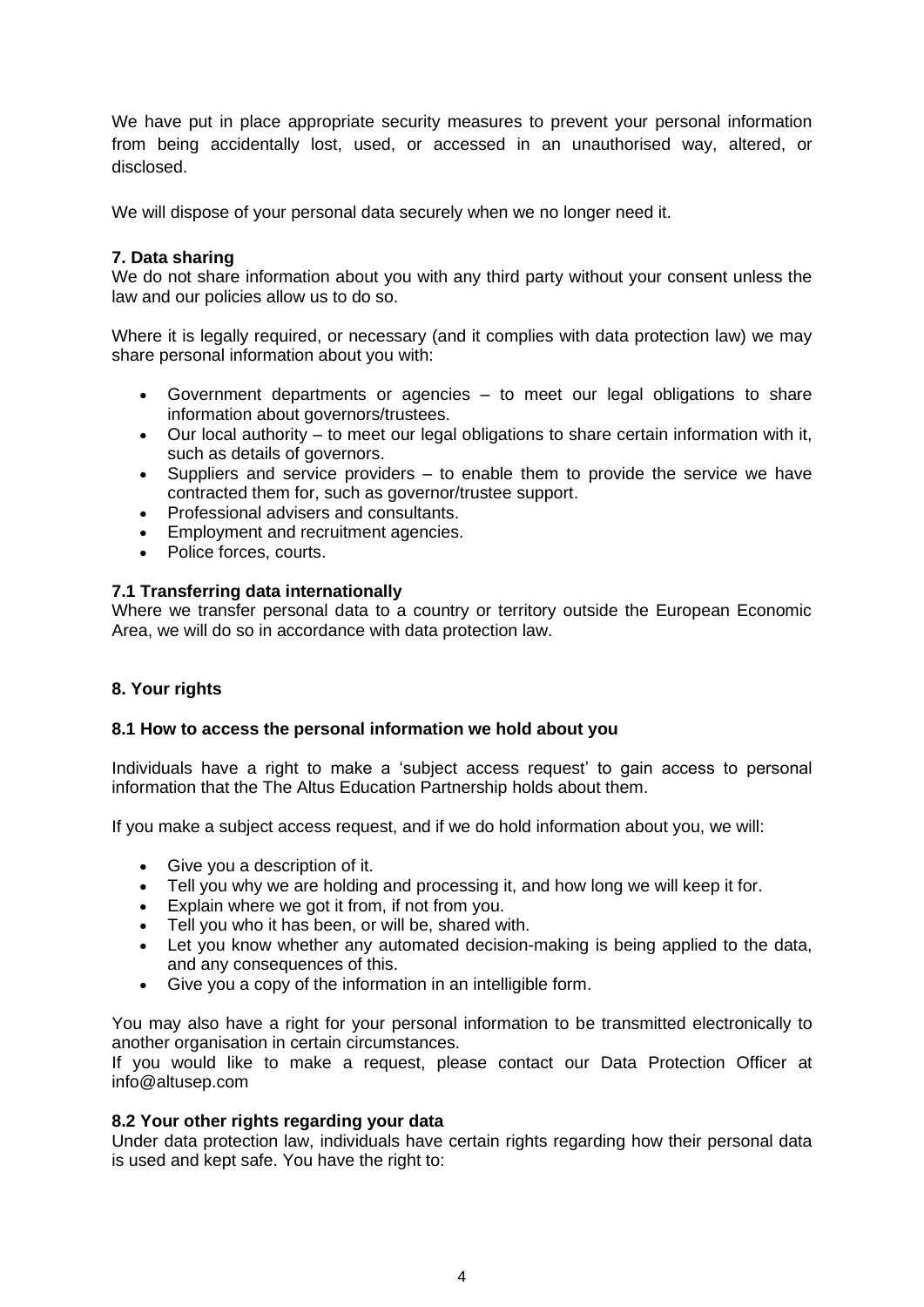We have put in place appropriate security measures to prevent your personal information from being accidentally lost, used, or accessed in an unauthorised way, altered, or disclosed.

We will dispose of your personal data securely when we no longer need it.

### 7. Data sharing

We do not share information about you with any third party without your consent unless the law and our policies allow us to do so.

Where it is legally required, or necessary (and it complies with data protection law) we may share personal information about you with:

- Government departments or agencies – to meet our legal obligations to share information about governors/trustees.
- Our local authority – to meet our legal obligations to share certain information with it, such as details of governors.
- Suppliers and service providers – to enable them to provide the service we have contracted them for, such as governor/trustee support.
- Professional advisers and consultants.
- Employment and recruitment agencies.
- Police forces, courts.

### 7.1 Transferring data internationally

Where we transfer personal data to a country or territory outside the European Economic Area, we will do so in accordance with data protection law.

### 8. Your rights

### 8.1 How to access the personal information we hold about you

Individuals have a right to make a 'subject access request' to gain access to personal information that the The Altus Education Partnership holds about them.

If you make a subject access request, and if we do hold information about you, we will:

- Give you a description of it.
- Tell you why we are holding and processing it, and how long we will keep it for.
- Explain where we got it from, if not from you.
- Tell you who it has been, or will be, shared with.
- Let you know whether any automated decision-making is being applied to the data, and any consequences of this.
- Give you a copy of the information in an intelligible form.

You may also have a right for your personal information to be transmitted electronically to another organisation in certain circumstances.
If you would like to make a request, please contact our Data Protection Officer at info@altusep.com

### 8.2 Your other rights regarding your data

Under data protection law, individuals have certain rights regarding how their personal data is used and kept safe. You have the right to: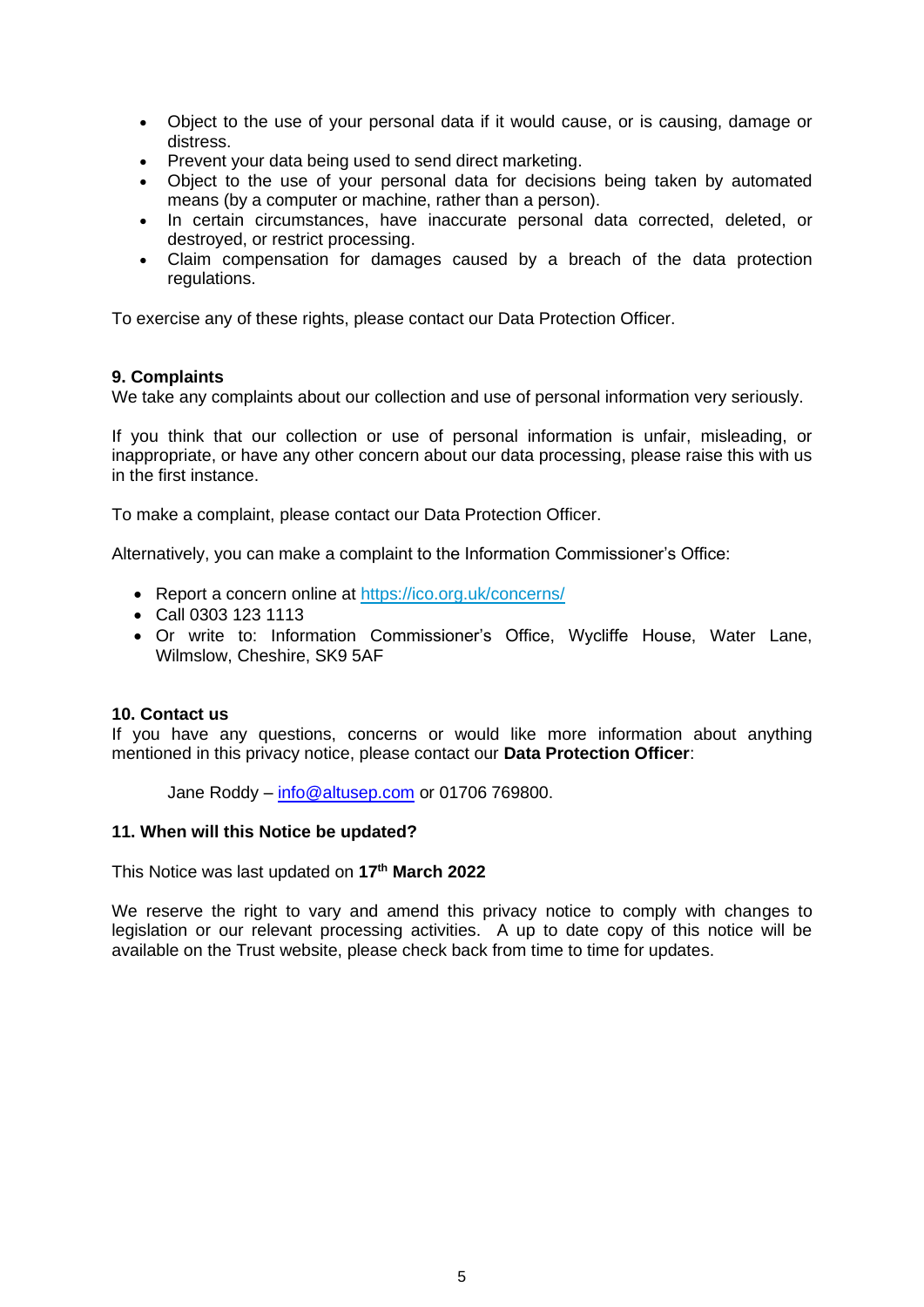- Object to the use of your personal data if it would cause, or is causing, damage or distress.
- Prevent your data being used to send direct marketing.
- Object to the use of your personal data for decisions being taken by automated means (by a computer or machine, rather than a person).
- In certain circumstances, have inaccurate personal data corrected, deleted, or destroyed, or restrict processing.
- Claim compensation for damages caused by a breach of the data protection regulations.

To exercise any of these rights, please contact our Data Protection Officer.

**9. Complaints**

We take any complaints about our collection and use of personal information very seriously.

If you think that our collection or use of personal information is unfair, misleading, or inappropriate, or have any other concern about our data processing, please raise this with us in the first instance.

To make a complaint, please contact our Data Protection Officer.

Alternatively, you can make a complaint to the Information Commissioner's Office:

- Report a concern online at https://ico.org.uk/concerns/
- Call 0303 123 1113
- Or write to: Information Commissioner's Office, Wycliffe House, Water Lane, Wilmslow, Cheshire, SK9 5AF

**10. Contact us**

If you have any questions, concerns or would like more information about anything mentioned in this privacy notice, please contact our **Data Protection Officer**:

Jane Roddy – info@altusep.com or 01706 769800.

**11. When will this Notice be updated?**

This Notice was last updated on **17th March 2022**

We reserve the right to vary and amend this privacy notice to comply with changes to legislation or our relevant processing activities. A up to date copy of this notice will be available on the Trust website, please check back from time to time for updates.